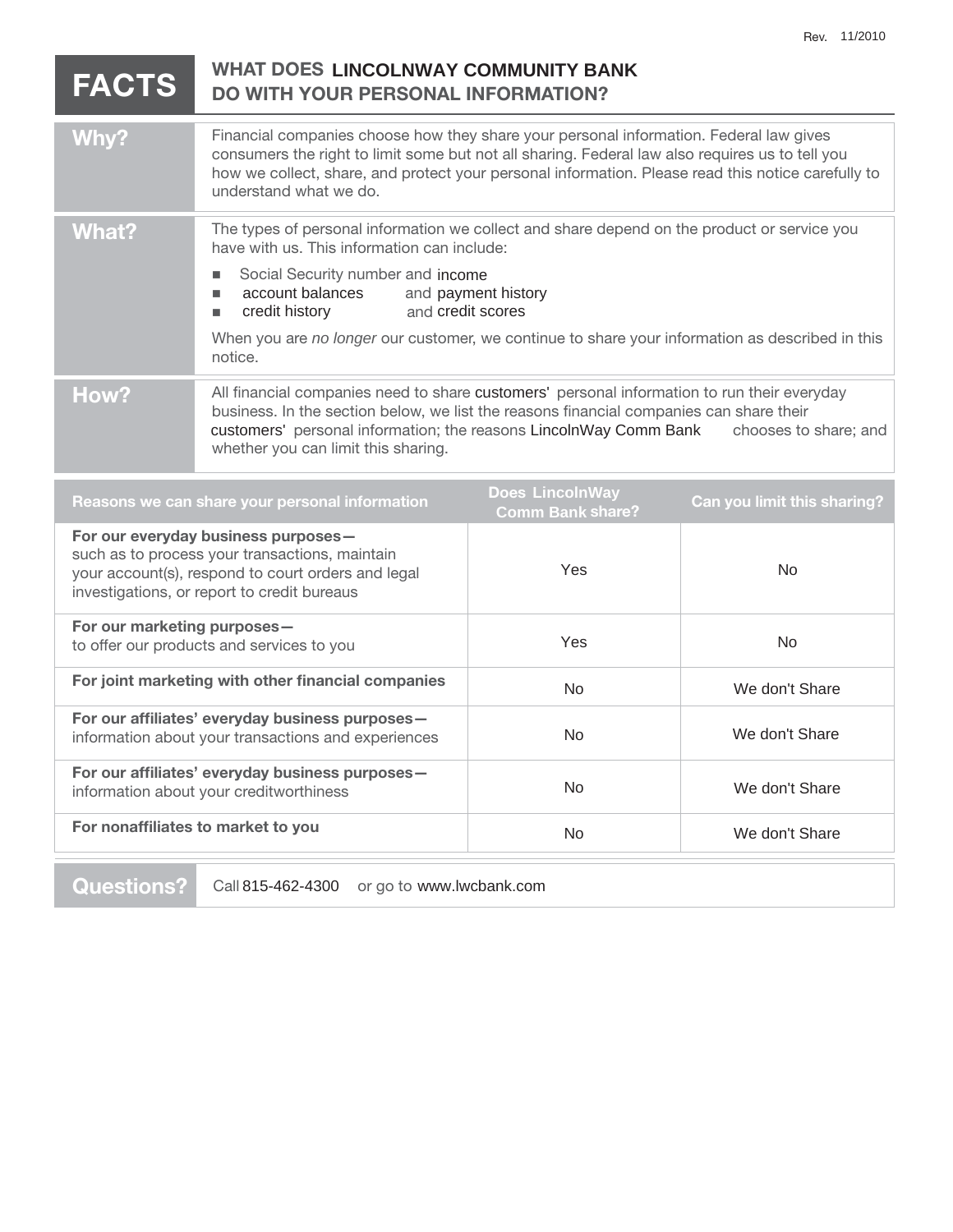Rev. 11/2010

# FACTS — WHAT DOES LINCOLNWAY COMMUNITY BANK DO WITH YOUR PERSONAL INFORMATION?

## Why?

Financial companies choose how they share your personal information. Federal law gives consumers the right to limit some but not all sharing. Federal law also requires us to tell you how we collect, share, and protect your personal information. Please read this notice carefully to understand what we do.

## What?

The types of personal information we collect and share depend on the product or service you have with us. This information can include:

- Social Security number and income
- account balances and payment history
- credit history and credit scores

When you are *no longer* our customer, we continue to share your information as described in this notice.

## How?

All financial companies need to share customers' personal information to run their everyday business. In the section below, we list the reasons financial companies can share their customers' personal information; the reasons LincolnWay Comm Bank chooses to share; and whether you can limit this sharing.

| Reasons we can share your personal information | Does LincolnWay Comm Bank share? | Can you limit this sharing? |
|---|---|---|
| **For our everyday business purposes—** such as to process your transactions, maintain your account(s), respond to court orders and legal investigations, or report to credit bureaus | Yes | No |
| **For our marketing purposes—** to offer our products and services to you | Yes | No |
| **For joint marketing with other financial companies** | No | We don't Share |
| **For our affiliates' everyday business purposes—** information about your transactions and experiences | No | We don't Share |
| **For our affiliates' everyday business purposes—** information about your creditworthiness | No | We don't Share |
| **For nonaffiliates to market to you** | No | We don't Share |

## Questions?

Call 815-462-4300 or go to www.lwcbank.com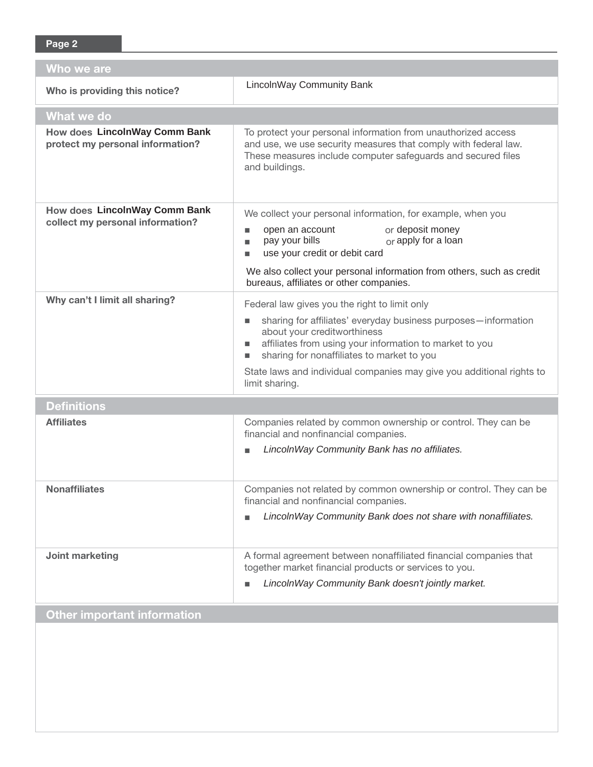## Who we are

| | |
|---|---|
| **Who is providing this notice?** | LincolnWay Community Bank |

## What we do

| | |
|---|---|
| **How does LincolnWay Comm Bank protect my personal information?** | To protect your personal information from unauthorized access and use, we use security measures that comply with federal law. These measures include computer safeguards and secured files and buildings. |
| **How does LincolnWay Comm Bank collect my personal information?** | We collect your personal information, for example, when you<br>■ open an account or deposit money<br>■ pay your bills or apply for a loan<br>■ use your credit or debit card<br><br>We also collect your personal information from others, such as credit bureaus, affiliates or other companies. |
| **Why can't I limit all sharing?** | Federal law gives you the right to limit only<br>■ sharing for affiliates' everyday business purposes—information about your creditworthiness<br>■ affiliates from using your information to market to you<br>■ sharing for nonaffiliates to market to you<br><br>State laws and individual companies may give you additional rights to limit sharing. |

## Definitions

| | |
|---|---|
| **Affiliates** | Companies related by common ownership or control. They can be financial and nonfinancial companies.<br>■ *LincolnWay Community Bank has no affiliates.* |
| **Nonaffiliates** | Companies not related by common ownership or control. They can be financial and nonfinancial companies.<br>■ *LincolnWay Community Bank does not share with nonaffiliates.* |
| **Joint marketing** | A formal agreement between nonaffiliated financial companies that together market financial products or services to you.<br>■ *LincolnWay Community Bank doesn't jointly market.* |

## Other important information